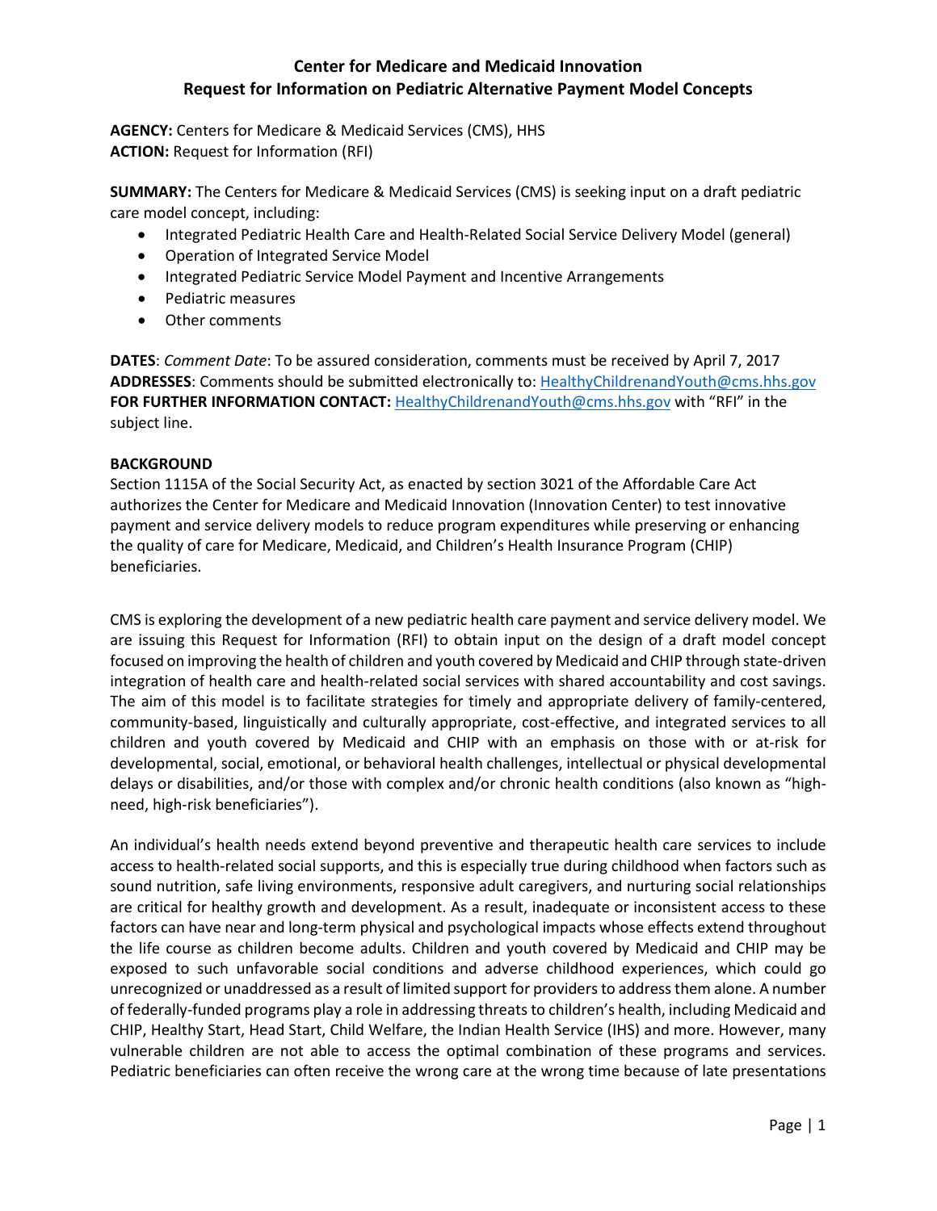# Center for Medicare and Medicaid Innovation
# Request for Information on Pediatric Alternative Payment Model Concepts

**AGENCY:** Centers for Medicare & Medicaid Services (CMS), HHS
**ACTION:** Request for Information (RFI)

**SUMMARY:** The Centers for Medicare & Medicaid Services (CMS) is seeking input on a draft pediatric care model concept, including:

- Integrated Pediatric Health Care and Health-Related Social Service Delivery Model (general)
- Operation of Integrated Service Model
- Integrated Pediatric Service Model Payment and Incentive Arrangements
- Pediatric measures
- Other comments

**DATES**: *Comment Date*: To be assured consideration, comments must be received by April 7, 2017
**ADDRESSES**: Comments should be submitted electronically to: HealthyChildrenandYouth@cms.hhs.gov
**FOR FURTHER INFORMATION CONTACT:** HealthyChildrenandYouth@cms.hhs.gov with "RFI" in the subject line.

**BACKGROUND**

Section 1115A of the Social Security Act, as enacted by section 3021 of the Affordable Care Act authorizes the Center for Medicare and Medicaid Innovation (Innovation Center) to test innovative payment and service delivery models to reduce program expenditures while preserving or enhancing the quality of care for Medicare, Medicaid, and Children's Health Insurance Program (CHIP) beneficiaries.

CMS is exploring the development of a new pediatric health care payment and service delivery model. We are issuing this Request for Information (RFI) to obtain input on the design of a draft model concept focused on improving the health of children and youth covered by Medicaid and CHIP through state-driven integration of health care and health-related social services with shared accountability and cost savings. The aim of this model is to facilitate strategies for timely and appropriate delivery of family-centered, community-based, linguistically and culturally appropriate, cost-effective, and integrated services to all children and youth covered by Medicaid and CHIP with an emphasis on those with or at-risk for developmental, social, emotional, or behavioral health challenges, intellectual or physical developmental delays or disabilities, and/or those with complex and/or chronic health conditions (also known as "high-need, high-risk beneficiaries").

An individual's health needs extend beyond preventive and therapeutic health care services to include access to health-related social supports, and this is especially true during childhood when factors such as sound nutrition, safe living environments, responsive adult caregivers, and nurturing social relationships are critical for healthy growth and development. As a result, inadequate or inconsistent access to these factors can have near and long-term physical and psychological impacts whose effects extend throughout the life course as children become adults. Children and youth covered by Medicaid and CHIP may be exposed to such unfavorable social conditions and adverse childhood experiences, which could go unrecognized or unaddressed as a result of limited support for providers to address them alone. A number of federally-funded programs play a role in addressing threats to children's health, including Medicaid and CHIP, Healthy Start, Head Start, Child Welfare, the Indian Health Service (IHS) and more. However, many vulnerable children are not able to access the optimal combination of these programs and services. Pediatric beneficiaries can often receive the wrong care at the wrong time because of late presentations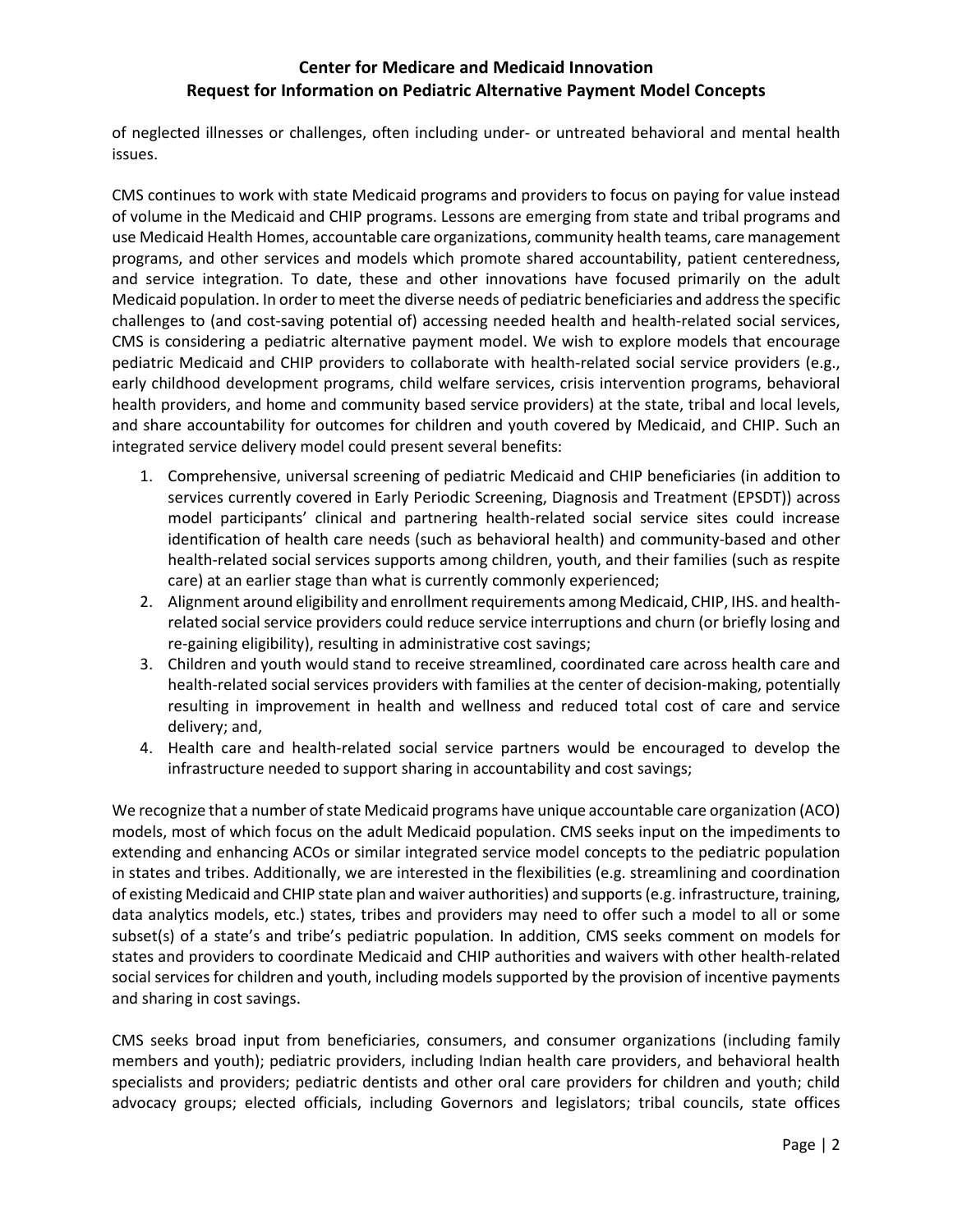of neglected illnesses or challenges, often including under- or untreated behavioral and mental health issues.

CMS continues to work with state Medicaid programs and providers to focus on paying for value instead of volume in the Medicaid and CHIP programs. Lessons are emerging from state and tribal programs and use Medicaid Health Homes, accountable care organizations, community health teams, care management programs, and other services and models which promote shared accountability, patient centeredness, and service integration. To date, these and other innovations have focused primarily on the adult Medicaid population. In order to meet the diverse needs of pediatric beneficiaries and address the specific challenges to (and cost-saving potential of) accessing needed health and health-related social services, CMS is considering a pediatric alternative payment model. We wish to explore models that encourage pediatric Medicaid and CHIP providers to collaborate with health-related social service providers (e.g., early childhood development programs, child welfare services, crisis intervention programs, behavioral health providers, and home and community based service providers) at the state, tribal and local levels, and share accountability for outcomes for children and youth covered by Medicaid, and CHIP. Such an integrated service delivery model could present several benefits:

1. Comprehensive, universal screening of pediatric Medicaid and CHIP beneficiaries (in addition to services currently covered in Early Periodic Screening, Diagnosis and Treatment (EPSDT)) across model participants' clinical and partnering health-related social service sites could increase identification of health care needs (such as behavioral health) and community-based and other health-related social services supports among children, youth, and their families (such as respite care) at an earlier stage than what is currently commonly experienced;
2. Alignment around eligibility and enrollment requirements among Medicaid, CHIP, IHS. and health-related social service providers could reduce service interruptions and churn (or briefly losing and re-gaining eligibility), resulting in administrative cost savings;
3. Children and youth would stand to receive streamlined, coordinated care across health care and health-related social services providers with families at the center of decision-making, potentially resulting in improvement in health and wellness and reduced total cost of care and service delivery; and,
4. Health care and health-related social service partners would be encouraged to develop the infrastructure needed to support sharing in accountability and cost savings;

We recognize that a number of state Medicaid programs have unique accountable care organization (ACO) models, most of which focus on the adult Medicaid population. CMS seeks input on the impediments to extending and enhancing ACOs or similar integrated service model concepts to the pediatric population in states and tribes. Additionally, we are interested in the flexibilities (e.g. streamlining and coordination of existing Medicaid and CHIP state plan and waiver authorities) and supports (e.g. infrastructure, training, data analytics models, etc.) states, tribes and providers may need to offer such a model to all or some subset(s) of a state's and tribe's pediatric population. In addition, CMS seeks comment on models for states and providers to coordinate Medicaid and CHIP authorities and waivers with other health-related social services for children and youth, including models supported by the provision of incentive payments and sharing in cost savings.

CMS seeks broad input from beneficiaries, consumers, and consumer organizations (including family members and youth); pediatric providers, including Indian health care providers, and behavioral health specialists and providers; pediatric dentists and other oral care providers for children and youth; child advocacy groups; elected officials, including Governors and legislators; tribal councils, state offices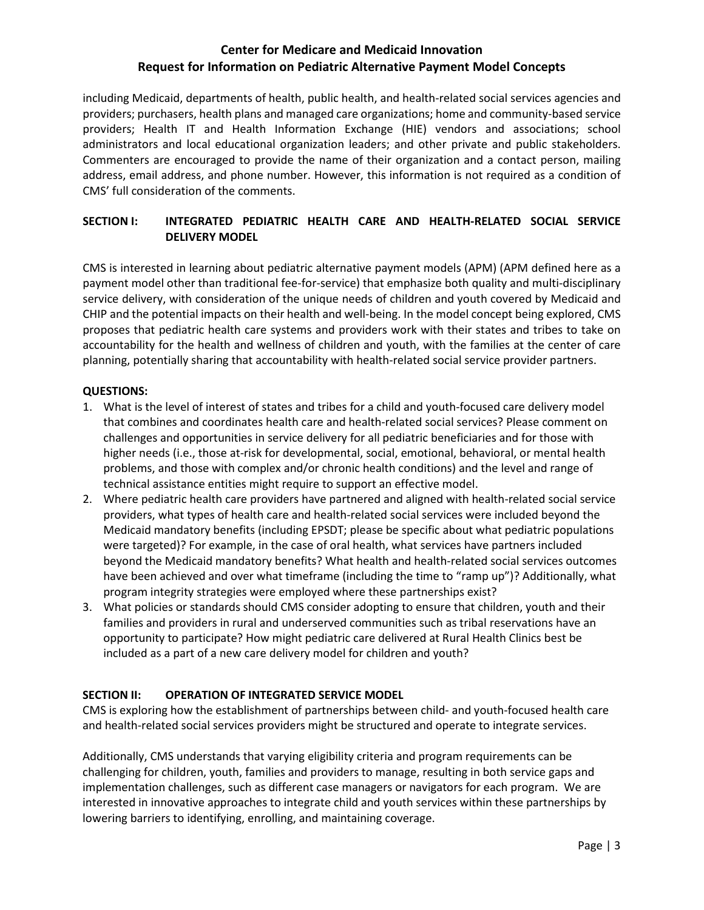including Medicaid, departments of health, public health, and health-related social services agencies and providers; purchasers, health plans and managed care organizations; home and community-based service providers; Health IT and Health Information Exchange (HIE) vendors and associations; school administrators and local educational organization leaders; and other private and public stakeholders. Commenters are encouraged to provide the name of their organization and a contact person, mailing address, email address, and phone number. However, this information is not required as a condition of CMS' full consideration of the comments.

## SECTION I: INTEGRATED PEDIATRIC HEALTH CARE AND HEALTH-RELATED SOCIAL SERVICE DELIVERY MODEL

CMS is interested in learning about pediatric alternative payment models (APM) (APM defined here as a payment model other than traditional fee-for-service) that emphasize both quality and multi-disciplinary service delivery, with consideration of the unique needs of children and youth covered by Medicaid and CHIP and the potential impacts on their health and well-being. In the model concept being explored, CMS proposes that pediatric health care systems and providers work with their states and tribes to take on accountability for the health and wellness of children and youth, with the families at the center of care planning, potentially sharing that accountability with health-related social service provider partners.

**QUESTIONS:**

1. What is the level of interest of states and tribes for a child and youth-focused care delivery model that combines and coordinates health care and health-related social services? Please comment on challenges and opportunities in service delivery for all pediatric beneficiaries and for those with higher needs (i.e., those at-risk for developmental, social, emotional, behavioral, or mental health problems, and those with complex and/or chronic health conditions) and the level and range of technical assistance entities might require to support an effective model.
2. Where pediatric health care providers have partnered and aligned with health-related social service providers, what types of health care and health-related social services were included beyond the Medicaid mandatory benefits (including EPSDT; please be specific about what pediatric populations were targeted)? For example, in the case of oral health, what services have partners included beyond the Medicaid mandatory benefits? What health and health-related social services outcomes have been achieved and over what timeframe (including the time to "ramp up")? Additionally, what program integrity strategies were employed where these partnerships exist?
3. What policies or standards should CMS consider adopting to ensure that children, youth and their families and providers in rural and underserved communities such as tribal reservations have an opportunity to participate? How might pediatric care delivered at Rural Health Clinics best be included as a part of a new care delivery model for children and youth?

## SECTION II: OPERATION OF INTEGRATED SERVICE MODEL

CMS is exploring how the establishment of partnerships between child- and youth-focused health care and health-related social services providers might be structured and operate to integrate services.

Additionally, CMS understands that varying eligibility criteria and program requirements can be challenging for children, youth, families and providers to manage, resulting in both service gaps and implementation challenges, such as different case managers or navigators for each program. We are interested in innovative approaches to integrate child and youth services within these partnerships by lowering barriers to identifying, enrolling, and maintaining coverage.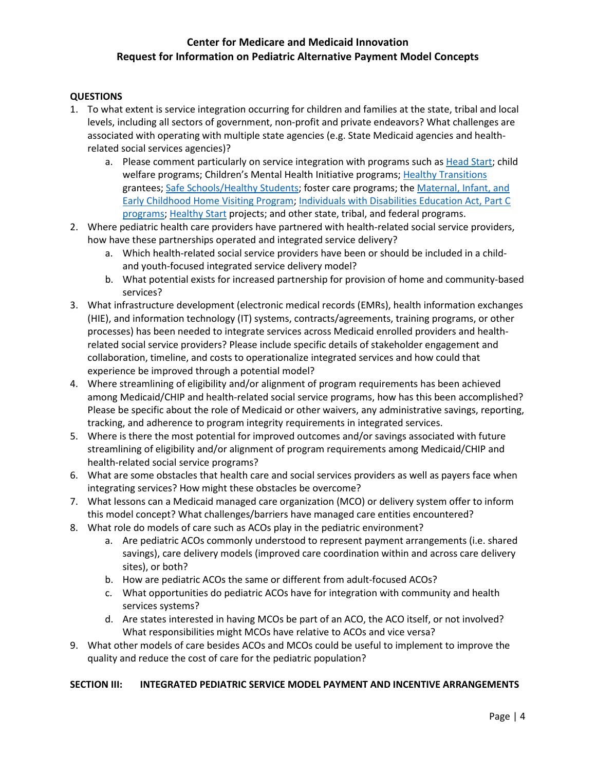**QUESTIONS**

1. To what extent is service integration occurring for children and families at the state, tribal and local levels, including all sectors of government, non-profit and private endeavors? What challenges are associated with operating with multiple state agencies (e.g. State Medicaid agencies and health-related social services agencies)?
    a. Please comment particularly on service integration with programs such as Head Start; child welfare programs; Children's Mental Health Initiative programs; Healthy Transitions grantees; Safe Schools/Healthy Students; foster care programs; the Maternal, Infant, and Early Childhood Home Visiting Program; Individuals with Disabilities Education Act, Part C programs; Healthy Start projects; and other state, tribal, and federal programs.
2. Where pediatric health care providers have partnered with health-related social service providers, how have these partnerships operated and integrated service delivery?
    a. Which health-related social service providers have been or should be included in a child- and youth-focused integrated service delivery model?
    b. What potential exists for increased partnership for provision of home and community-based services?
3. What infrastructure development (electronic medical records (EMRs), health information exchanges (HIE), and information technology (IT) systems, contracts/agreements, training programs, or other processes) has been needed to integrate services across Medicaid enrolled providers and health-related social service providers? Please include specific details of stakeholder engagement and collaboration, timeline, and costs to operationalize integrated services and how could that experience be improved through a potential model?
4. Where streamlining of eligibility and/or alignment of program requirements has been achieved among Medicaid/CHIP and health-related social service programs, how has this been accomplished? Please be specific about the role of Medicaid or other waivers, any administrative savings, reporting, tracking, and adherence to program integrity requirements in integrated services.
5. Where is there the most potential for improved outcomes and/or savings associated with future streamlining of eligibility and/or alignment of program requirements among Medicaid/CHIP and health-related social service programs?
6. What are some obstacles that health care and social services providers as well as payers face when integrating services? How might these obstacles be overcome?
7. What lessons can a Medicaid managed care organization (MCO) or delivery system offer to inform this model concept? What challenges/barriers have managed care entities encountered?
8. What role do models of care such as ACOs play in the pediatric environment?
    a. Are pediatric ACOs commonly understood to represent payment arrangements (i.e. shared savings), care delivery models (improved care coordination within and across care delivery sites), or both?
    b. How are pediatric ACOs the same or different from adult-focused ACOs?
    c. What opportunities do pediatric ACOs have for integration with community and health services systems?
    d. Are states interested in having MCOs be part of an ACO, the ACO itself, or not involved? What responsibilities might MCOs have relative to ACOs and vice versa?
9. What other models of care besides ACOs and MCOs could be useful to implement to improve the quality and reduce the cost of care for the pediatric population?

## SECTION III: INTEGRATED PEDIATRIC SERVICE MODEL PAYMENT AND INCENTIVE ARRANGEMENTS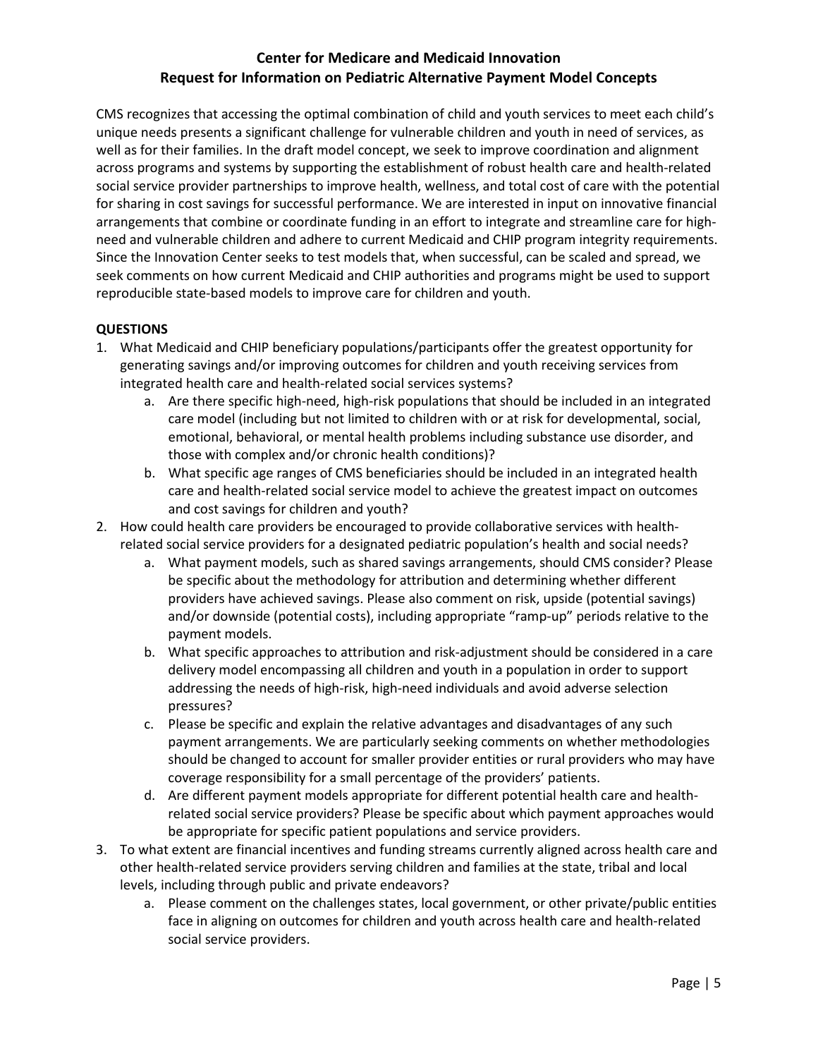# Center for Medicare and Medicaid Innovation
## Request for Information on Pediatric Alternative Payment Model Concepts

CMS recognizes that accessing the optimal combination of child and youth services to meet each child's unique needs presents a significant challenge for vulnerable children and youth in need of services, as well as for their families. In the draft model concept, we seek to improve coordination and alignment across programs and systems by supporting the establishment of robust health care and health-related social service provider partnerships to improve health, wellness, and total cost of care with the potential for sharing in cost savings for successful performance. We are interested in input on innovative financial arrangements that combine or coordinate funding in an effort to integrate and streamline care for high-need and vulnerable children and adhere to current Medicaid and CHIP program integrity requirements. Since the Innovation Center seeks to test models that, when successful, can be scaled and spread, we seek comments on how current Medicaid and CHIP authorities and programs might be used to support reproducible state-based models to improve care for children and youth.

**QUESTIONS**

1. What Medicaid and CHIP beneficiary populations/participants offer the greatest opportunity for generating savings and/or improving outcomes for children and youth receiving services from integrated health care and health-related social services systems?
   a. Are there specific high-need, high-risk populations that should be included in an integrated care model (including but not limited to children with or at risk for developmental, social, emotional, behavioral, or mental health problems including substance use disorder, and those with complex and/or chronic health conditions)?
   b. What specific age ranges of CMS beneficiaries should be included in an integrated health care and health-related social service model to achieve the greatest impact on outcomes and cost savings for children and youth?
2. How could health care providers be encouraged to provide collaborative services with health-related social service providers for a designated pediatric population's health and social needs?
   a. What payment models, such as shared savings arrangements, should CMS consider? Please be specific about the methodology for attribution and determining whether different providers have achieved savings. Please also comment on risk, upside (potential savings) and/or downside (potential costs), including appropriate "ramp-up" periods relative to the payment models.
   b. What specific approaches to attribution and risk-adjustment should be considered in a care delivery model encompassing all children and youth in a population in order to support addressing the needs of high-risk, high-need individuals and avoid adverse selection pressures?
   c. Please be specific and explain the relative advantages and disadvantages of any such payment arrangements. We are particularly seeking comments on whether methodologies should be changed to account for smaller provider entities or rural providers who may have coverage responsibility for a small percentage of the providers' patients.
   d. Are different payment models appropriate for different potential health care and health-related social service providers? Please be specific about which payment approaches would be appropriate for specific patient populations and service providers.
3. To what extent are financial incentives and funding streams currently aligned across health care and other health-related service providers serving children and families at the state, tribal and local levels, including through public and private endeavors?
   a. Please comment on the challenges states, local government, or other private/public entities face in aligning on outcomes for children and youth across health care and health-related social service providers.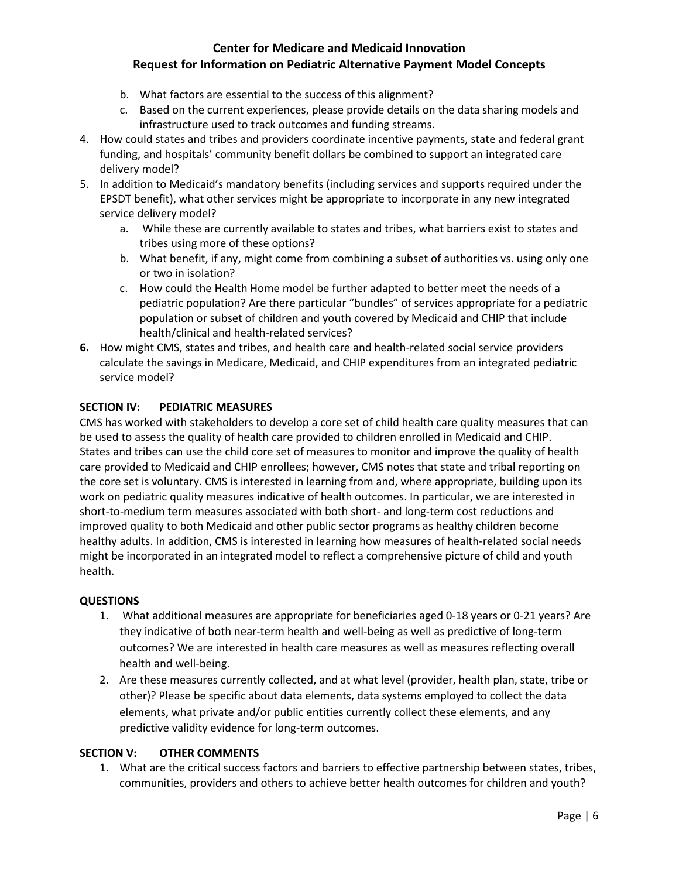b. What factors are essential to the success of this alignment?
   c. Based on the current experiences, please provide details on the data sharing models and infrastructure used to track outcomes and funding streams.
4. How could states and tribes and providers coordinate incentive payments, state and federal grant funding, and hospitals' community benefit dollars be combined to support an integrated care delivery model?
5. In addition to Medicaid's mandatory benefits (including services and supports required under the EPSDT benefit), what other services might be appropriate to incorporate in any new integrated service delivery model?
   a. While these are currently available to states and tribes, what barriers exist to states and tribes using more of these options?
   b. What benefit, if any, might come from combining a subset of authorities vs. using only one or two in isolation?
   c. How could the Health Home model be further adapted to better meet the needs of a pediatric population? Are there particular "bundles" of services appropriate for a pediatric population or subset of children and youth covered by Medicaid and CHIP that include health/clinical and health-related services?
6. How might CMS, states and tribes, and health care and health-related social service providers calculate the savings in Medicare, Medicaid, and CHIP expenditures from an integrated pediatric service model?

## SECTION IV: PEDIATRIC MEASURES

CMS has worked with stakeholders to develop a core set of child health care quality measures that can be used to assess the quality of health care provided to children enrolled in Medicaid and CHIP. States and tribes can use the child core set of measures to monitor and improve the quality of health care provided to Medicaid and CHIP enrollees; however, CMS notes that state and tribal reporting on the core set is voluntary. CMS is interested in learning from and, where appropriate, building upon its work on pediatric quality measures indicative of health outcomes. In particular, we are interested in short-to-medium term measures associated with both short- and long-term cost reductions and improved quality to both Medicaid and other public sector programs as healthy children become healthy adults. In addition, CMS is interested in learning how measures of health-related social needs might be incorporated in an integrated model to reflect a comprehensive picture of child and youth health.

### QUESTIONS

1. What additional measures are appropriate for beneficiaries aged 0-18 years or 0-21 years? Are they indicative of both near-term health and well-being as well as predictive of long-term outcomes? We are interested in health care measures as well as measures reflecting overall health and well-being.
2. Are these measures currently collected, and at what level (provider, health plan, state, tribe or other)? Please be specific about data elements, data systems employed to collect the data elements, what private and/or public entities currently collect these elements, and any predictive validity evidence for long-term outcomes.

## SECTION V: OTHER COMMENTS

1. What are the critical success factors and barriers to effective partnership between states, tribes, communities, providers and others to achieve better health outcomes for children and youth?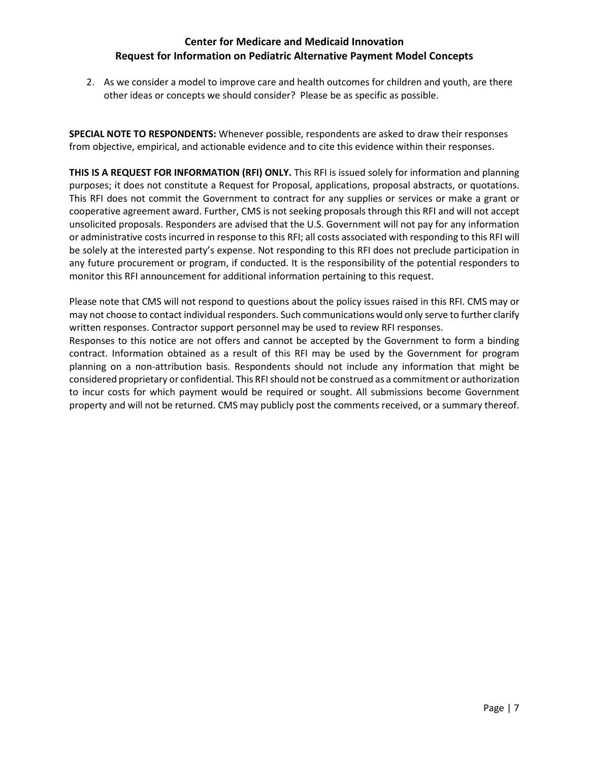2. As we consider a model to improve care and health outcomes for children and youth, are there other ideas or concepts we should consider? Please be as specific as possible.

**SPECIAL NOTE TO RESPONDENTS:** Whenever possible, respondents are asked to draw their responses from objective, empirical, and actionable evidence and to cite this evidence within their responses.

**THIS IS A REQUEST FOR INFORMATION (RFI) ONLY.** This RFI is issued solely for information and planning purposes; it does not constitute a Request for Proposal, applications, proposal abstracts, or quotations. This RFI does not commit the Government to contract for any supplies or services or make a grant or cooperative agreement award. Further, CMS is not seeking proposals through this RFI and will not accept unsolicited proposals. Responders are advised that the U.S. Government will not pay for any information or administrative costs incurred in response to this RFI; all costs associated with responding to this RFI will be solely at the interested party's expense. Not responding to this RFI does not preclude participation in any future procurement or program, if conducted. It is the responsibility of the potential responders to monitor this RFI announcement for additional information pertaining to this request.

Please note that CMS will not respond to questions about the policy issues raised in this RFI. CMS may or may not choose to contact individual responders. Such communications would only serve to further clarify written responses. Contractor support personnel may be used to review RFI responses.

Responses to this notice are not offers and cannot be accepted by the Government to form a binding contract. Information obtained as a result of this RFI may be used by the Government for program planning on a non-attribution basis. Respondents should not include any information that might be considered proprietary or confidential. This RFI should not be construed as a commitment or authorization to incur costs for which payment would be required or sought. All submissions become Government property and will not be returned. CMS may publicly post the comments received, or a summary thereof.